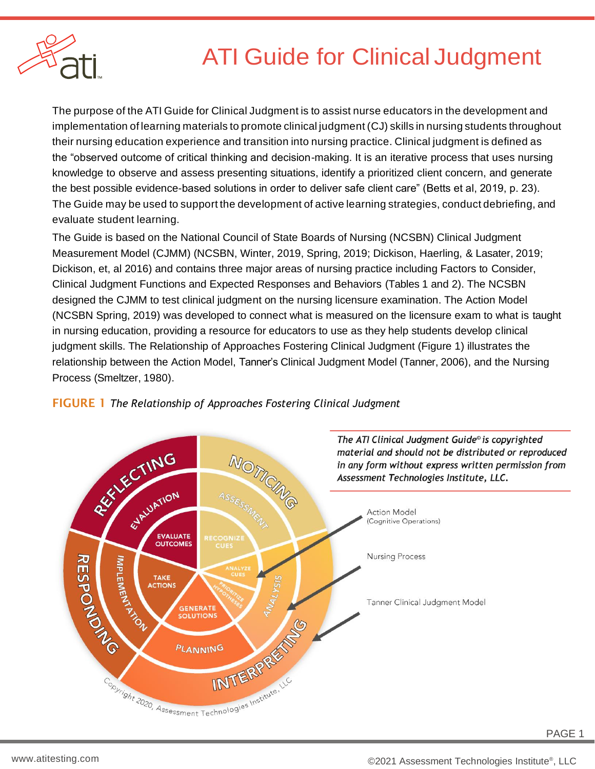# ATI Guide for Clinical Judgment

The purpose of the ATI Guide for Clinical Judgment is to assist nurse educators in the development and implementation of learning materials to promote clinical judgment (CJ) skills in nursing students throughout their nursing education experience and transition into nursing practice. Clinical judgment is defined as the "observed outcome of critical thinking and decision-making. It is an iterative process that uses nursing knowledge to observe and assess presenting situations, identify a prioritized client concern, and generate the best possible evidence-based solutions in order to deliver safe client care" (Betts et al, 2019, p. 23). The Guide may be used to support the development of active learning strategies, conduct debriefing, and evaluate student learning.

The Guide is based on the National Council of State Boards of Nursing (NCSBN) Clinical Judgment Measurement Model (CJMM) (NCSBN, Winter, 2019, Spring, 2019; Dickison, Haerling, & Lasater, 2019; Dickison, et, al 2016) and contains three major areas of nursing practice including Factors to Consider, Clinical Judgment Functions and Expected Responses and Behaviors (Tables 1 and 2). The NCSBN designed the CJMM to test clinical judgment on the nursing licensure examination. The Action Model (NCSBN Spring, 2019) was developed to connect what is measured on the licensure exam to what is taught in nursing education, providing a resource for educators to use as they help students develop clinical judgment skills. The Relationship of Approaches Fostering Clinical Judgment (Figure 1) illustrates the relationship between the Action Model, Tanner's Clinical Judgment Model (Tanner, 2006), and the Nursing Process (Smeltzer, 1980).

**FIGURE 1** *The Relationship of Approaches Fostering Clinical Judgment*

*The ATI Clinical Judgment Guide© is copyrighted material and should not be distributed or reproduced in any form without express written permission from Assessment Technologies Institute, LLC.*

Action Model (Cognitive Operations)

Nursing Process

Tanner Clinical Judgment Model

NOTICING — ASSESSMENT — RECOGNIZE CUES

INTERPRETING — ANALYSIS — ANALYZE CUES; PRIORITIZE HYPOTHESES

INTERPRETING — PLANNING — GENERATE SOLUTIONS

RESPONDING — IMPLEMENTATION — TAKE ACTIONS

REFLECTING — EVALUATION — EVALUATE OUTCOMES

Copyright 2020, Assessment Technologies Institute, LLC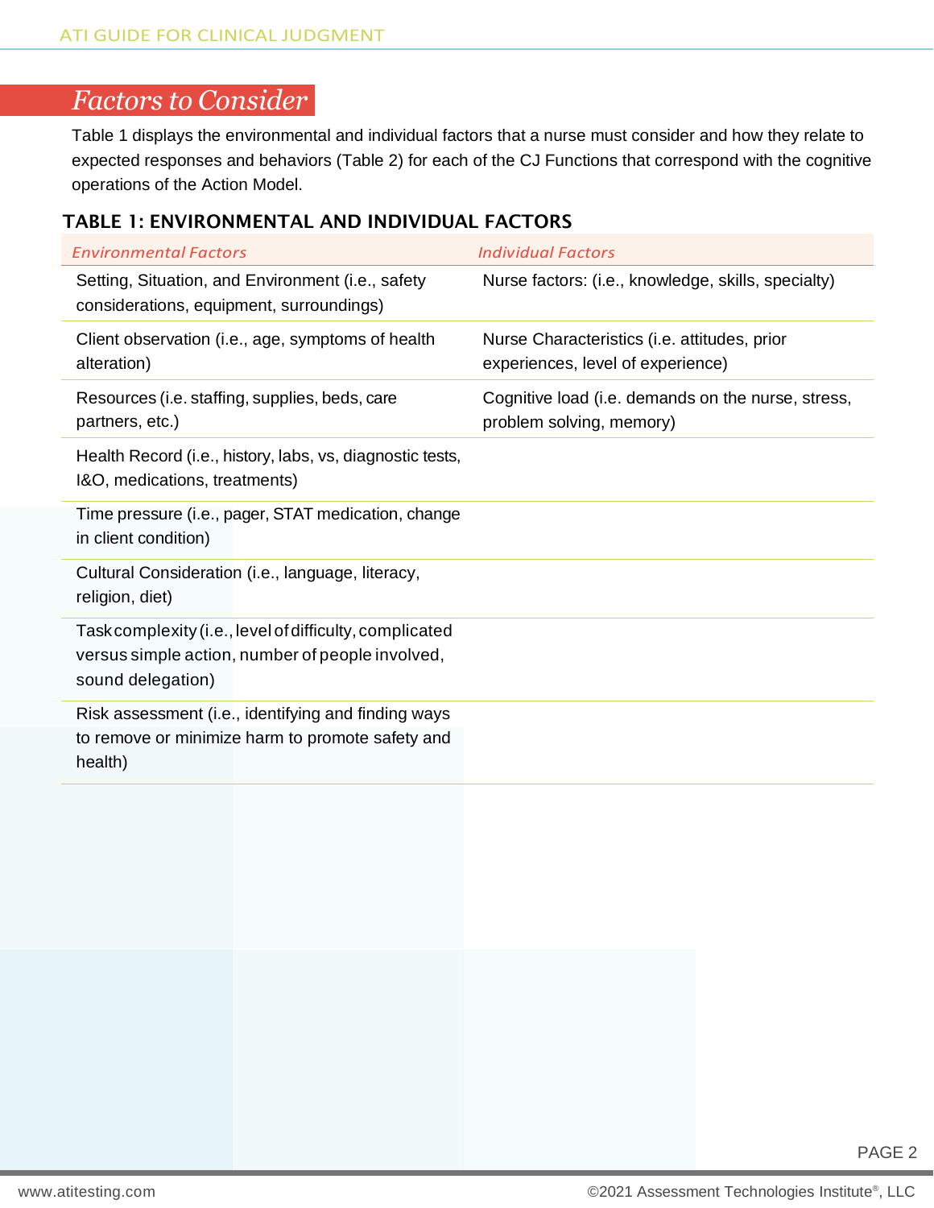## Factors to Consider

Table 1 displays the environmental and individual factors that a nurse must consider and how they relate to expected responses and behaviors (Table 2) for each of the CJ Functions that correspond with the cognitive operations of the Action Model.

### TABLE 1: ENVIRONMENTAL AND INDIVIDUAL FACTORS

| *Environmental Factors* | *Individual Factors* |
|---|---|
| Setting, Situation, and Environment (i.e., safety considerations, equipment, surroundings) | Nurse factors: (i.e., knowledge, skills, specialty) |
| Client observation (i.e., age, symptoms of health alteration) | Nurse Characteristics (i.e. attitudes, prior experiences, level of experience) |
| Resources (i.e. staffing, supplies, beds, care partners, etc.) | Cognitive load (i.e. demands on the nurse, stress, problem solving, memory) |
| Health Record (i.e., history, labs, vs, diagnostic tests, I&O, medications, treatments) | |
| Time pressure (i.e., pager, STAT medication, change in client condition) | |
| Cultural Consideration (i.e., language, literacy, religion, diet) | |
| Task complexity (i.e., level of difficulty, complicated versus simple action, number of people involved, sound delegation) | |
| Risk assessment (i.e., identifying and finding ways to remove or minimize harm to promote safety and health) | |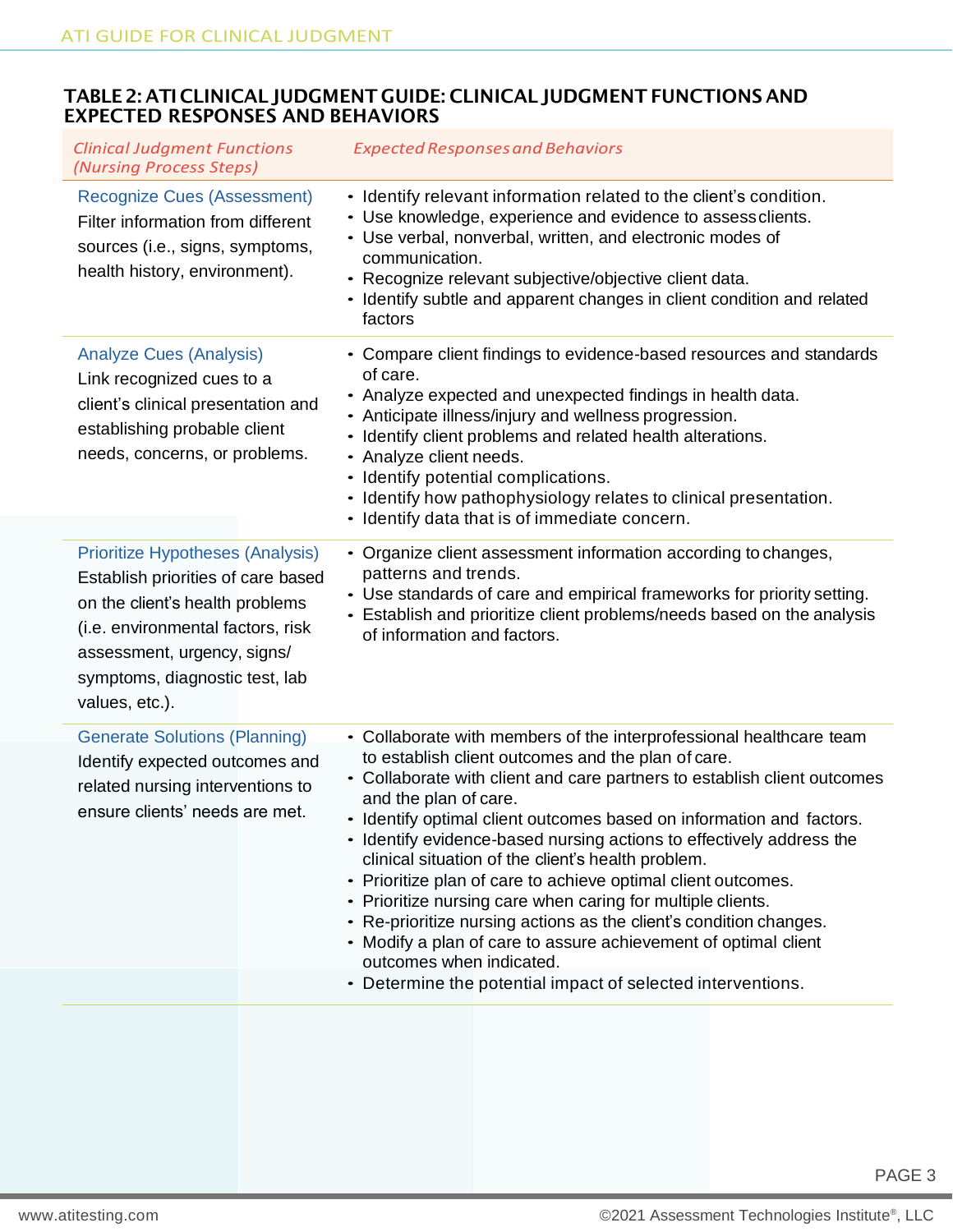## TABLE 2: ATI CLINICAL JUDGMENT GUIDE: CLINICAL JUDGMENT FUNCTIONS AND EXPECTED RESPONSES AND BEHAVIORS

| *Clinical Judgment Functions (Nursing Process Steps)* | *Expected Responses and Behaviors* |
|---|---|
| Recognize Cues (Assessment)<br>Filter information from different sources (i.e., signs, symptoms, health history, environment). | • Identify relevant information related to the client's condition.<br>• Use knowledge, experience and evidence to assess clients.<br>• Use verbal, nonverbal, written, and electronic modes of communication.<br>• Recognize relevant subjective/objective client data.<br>• Identify subtle and apparent changes in client condition and related factors |
| Analyze Cues (Analysis)<br>Link recognized cues to a client's clinical presentation and establishing probable client needs, concerns, or problems. | • Compare client findings to evidence-based resources and standards of care.<br>• Analyze expected and unexpected findings in health data.<br>• Anticipate illness/injury and wellness progression.<br>• Identify client problems and related health alterations.<br>• Analyze client needs.<br>• Identify potential complications.<br>• Identify how pathophysiology relates to clinical presentation.<br>• Identify data that is of immediate concern. |
| Prioritize Hypotheses (Analysis)<br>Establish priorities of care based on the client's health problems (i.e. environmental factors, risk assessment, urgency, signs/ symptoms, diagnostic test, lab values, etc.). | • Organize client assessment information according to changes, patterns and trends.<br>• Use standards of care and empirical frameworks for priority setting.<br>• Establish and prioritize client problems/needs based on the analysis of information and factors. |
| Generate Solutions (Planning)<br>Identify expected outcomes and related nursing interventions to ensure clients' needs are met. | • Collaborate with members of the interprofessional healthcare team to establish client outcomes and the plan of care.<br>• Collaborate with client and care partners to establish client outcomes and the plan of care.<br>• Identify optimal client outcomes based on information and factors.<br>• Identify evidence-based nursing actions to effectively address the clinical situation of the client's health problem.<br>• Prioritize plan of care to achieve optimal client outcomes.<br>• Prioritize nursing care when caring for multiple clients.<br>• Re-prioritize nursing actions as the client's condition changes.<br>• Modify a plan of care to assure achievement of optimal client outcomes when indicated.<br>• Determine the potential impact of selected interventions. |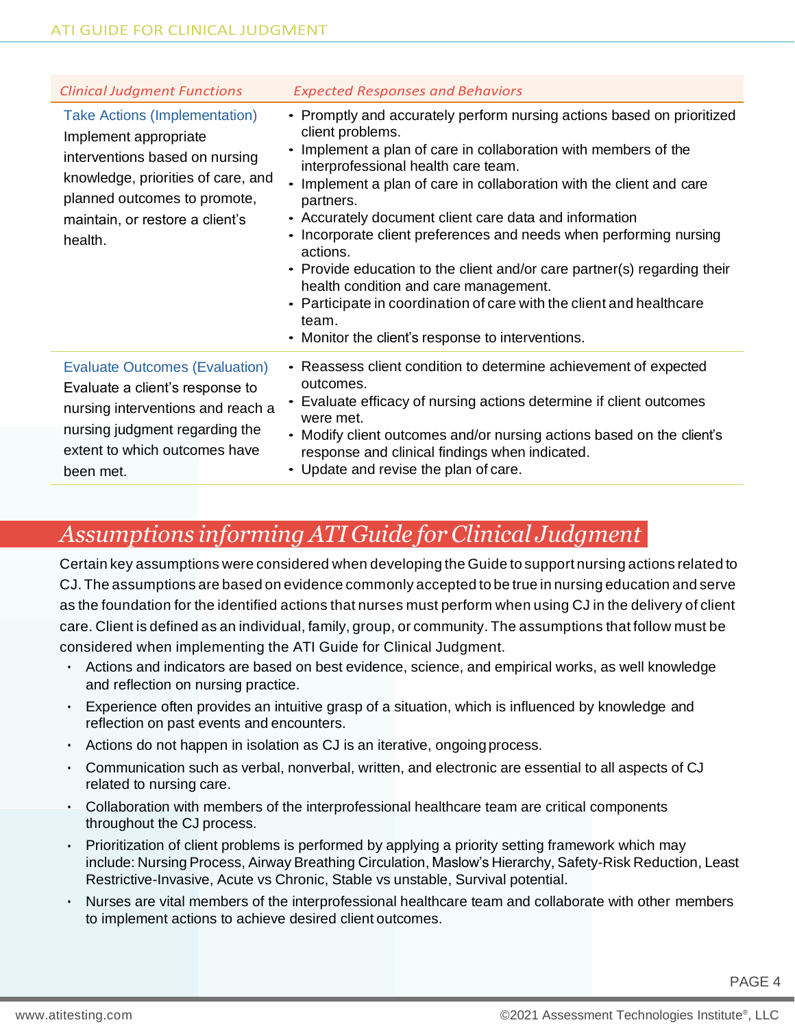| *Clinical Judgment Functions* | *Expected Responses and Behaviors* |
|---|---|
| **Take Actions (Implementation)**<br>Implement appropriate interventions based on nursing knowledge, priorities of care, and planned outcomes to promote, maintain, or restore a client's health. | • Promptly and accurately perform nursing actions based on prioritized client problems.<br>• Implement a plan of care in collaboration with members of the interprofessional health care team.<br>• Implement a plan of care in collaboration with the client and care partners.<br>• Accurately document client care data and information<br>• Incorporate client preferences and needs when performing nursing actions.<br>• Provide education to the client and/or care partner(s) regarding their health condition and care management.<br>• Participate in coordination of care with the client and healthcare team.<br>• Monitor the client's response to interventions. |
| **Evaluate Outcomes (Evaluation)**<br>Evaluate a client's response to nursing interventions and reach a nursing judgment regarding the extent to which outcomes have been met. | • Reassess client condition to determine achievement of expected outcomes.<br>• Evaluate efficacy of nursing actions determine if client outcomes were met.<br>• Modify client outcomes and/or nursing actions based on the client's response and clinical findings when indicated.<br>• Update and revise the plan of care. |

## *Assumptions informing ATI Guide for Clinical Judgment*

Certain key assumptions were considered when developing the Guide to support nursing actions related to CJ. The assumptions are based on evidence commonly accepted to be true in nursing education and serve as the foundation for the identified actions that nurses must perform when using CJ in the delivery of client care. Client is defined as an individual, family, group, or community. The assumptions that follow must be considered when implementing the ATI Guide for Clinical Judgment.

- Actions and indicators are based on best evidence, science, and empirical works, as well knowledge and reflection on nursing practice.
- Experience often provides an intuitive grasp of a situation, which is influenced by knowledge and reflection on past events and encounters.
- Actions do not happen in isolation as CJ is an iterative, ongoing process.
- Communication such as verbal, nonverbal, written, and electronic are essential to all aspects of CJ related to nursing care.
- Collaboration with members of the interprofessional healthcare team are critical components throughout the CJ process.
- Prioritization of client problems is performed by applying a priority setting framework which may include: Nursing Process, Airway Breathing Circulation, Maslow's Hierarchy, Safety-Risk Reduction, Least Restrictive-Invasive, Acute vs Chronic, Stable vs unstable, Survival potential.
- Nurses are vital members of the interprofessional healthcare team and collaborate with other members to implement actions to achieve desired client outcomes.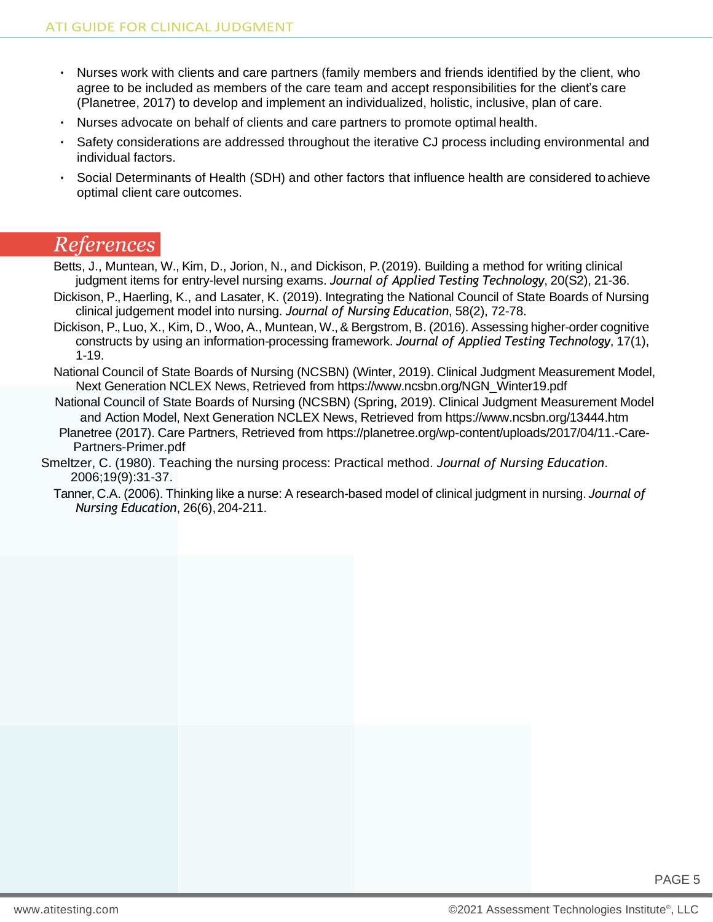- Nurses work with clients and care partners (family members and friends identified by the client, who agree to be included as members of the care team and accept responsibilities for the client's care (Planetree, 2017) to develop and implement an individualized, holistic, inclusive, plan of care.
- Nurses advocate on behalf of clients and care partners to promote optimal health.
- Safety considerations are addressed throughout the iterative CJ process including environmental and individual factors.
- Social Determinants of Health (SDH) and other factors that influence health are considered to achieve optimal client care outcomes.

## References

Betts, J., Muntean, W., Kim, D., Jorion, N., and Dickison, P. (2019). Building a method for writing clinical judgment items for entry-level nursing exams. *Journal of Applied Testing Technology*, 20(S2), 21-36.

Dickison, P., Haerling, K., and Lasater, K. (2019). Integrating the National Council of State Boards of Nursing clinical judgement model into nursing. *Journal of Nursing Education*, 58(2), 72-78.

Dickison, P., Luo, X., Kim, D., Woo, A., Muntean, W., & Bergstrom, B. (2016). Assessing higher-order cognitive constructs by using an information-processing framework. *Journal of Applied Testing Technology*, 17(1), 1-19.

National Council of State Boards of Nursing (NCSBN) (Winter, 2019). Clinical Judgment Measurement Model, Next Generation NCLEX News, Retrieved from https://www.ncsbn.org/NGN_Winter19.pdf

National Council of State Boards of Nursing (NCSBN) (Spring, 2019). Clinical Judgment Measurement Model and Action Model, Next Generation NCLEX News, Retrieved from https://www.ncsbn.org/13444.htm

Planetree (2017). Care Partners, Retrieved from https://planetree.org/wp-content/uploads/2017/04/11.-Care-Partners-Primer.pdf

Smeltzer, C. (1980). Teaching the nursing process: Practical method. *Journal of Nursing Education*. 2006;19(9):31-37.

Tanner, C.A. (2006). Thinking like a nurse: A research-based model of clinical judgment in nursing. *Journal of Nursing Education*, 26(6), 204-211.